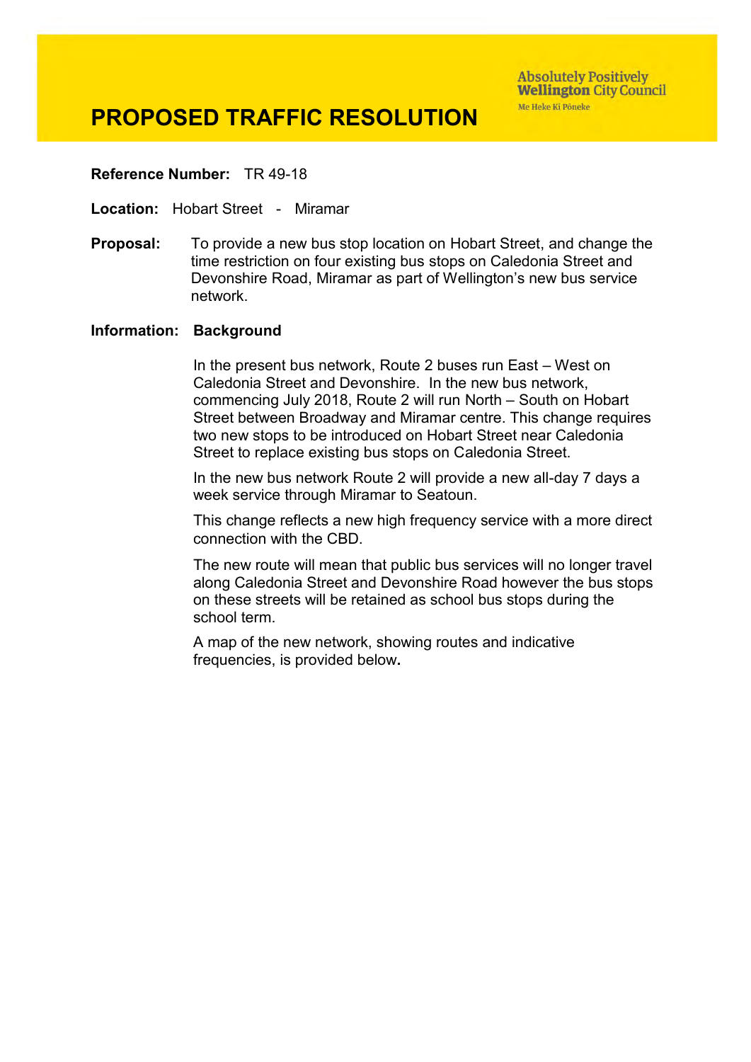Absolutely Positively **Wellington** City Council
Me Heke Ki Pōneke

# PROPOSED TRAFFIC RESOLUTION

**Reference Number:** TR 49-18

**Location:** Hobart Street - Miramar

**Proposal:** To provide a new bus stop location on Hobart Street, and change the time restriction on four existing bus stops on Caledonia Street and Devonshire Road, Miramar as part of Wellington's new bus service network.

**Information:** **Background**

In the present bus network, Route 2 buses run East – West on Caledonia Street and Devonshire. In the new bus network, commencing July 2018, Route 2 will run North – South on Hobart Street between Broadway and Miramar centre. This change requires two new stops to be introduced on Hobart Street near Caledonia Street to replace existing bus stops on Caledonia Street.

In the new bus network Route 2 will provide a new all-day 7 days a week service through Miramar to Seatoun.

This change reflects a new high frequency service with a more direct connection with the CBD.

The new route will mean that public bus services will no longer travel along Caledonia Street and Devonshire Road however the bus stops on these streets will be retained as school bus stops during the school term.

A map of the new network, showing routes and indicative frequencies, is provided below.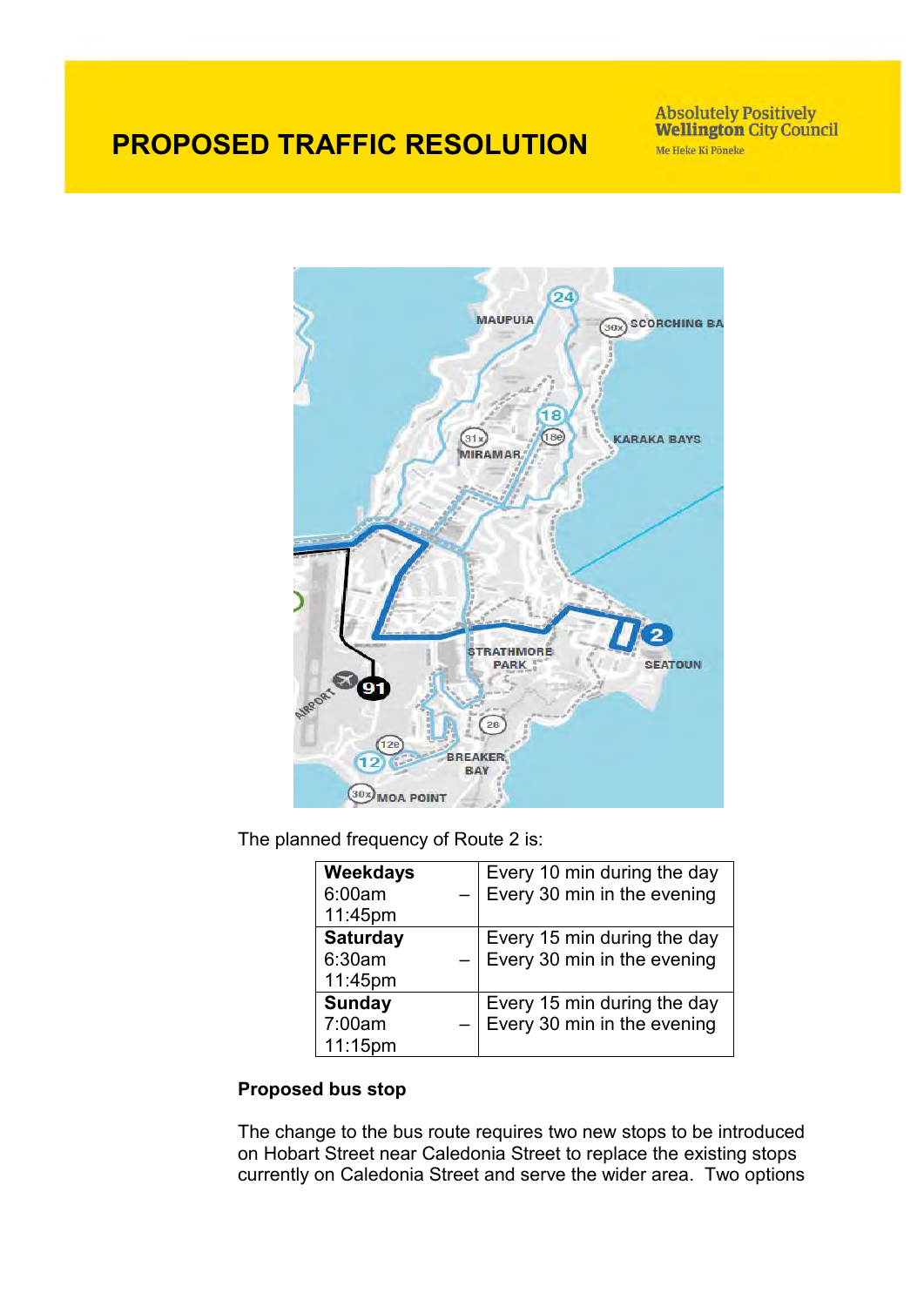# PROPOSED TRAFFIC RESOLUTION

The planned frequency of Route 2 is:

| | |
|---|---|
| **Weekdays** 6:00am – 11:45pm | Every 10 min during the day Every 30 min in the evening |
| **Saturday** 6:30am – 11:45pm | Every 15 min during the day Every 30 min in the evening |
| **Sunday** 7:00am – 11:15pm | Every 15 min during the day Every 30 min in the evening |

**Proposed bus stop**

The change to the bus route requires two new stops to be introduced on Hobart Street near Caledonia Street to replace the existing stops currently on Caledonia Street and serve the wider area. Two options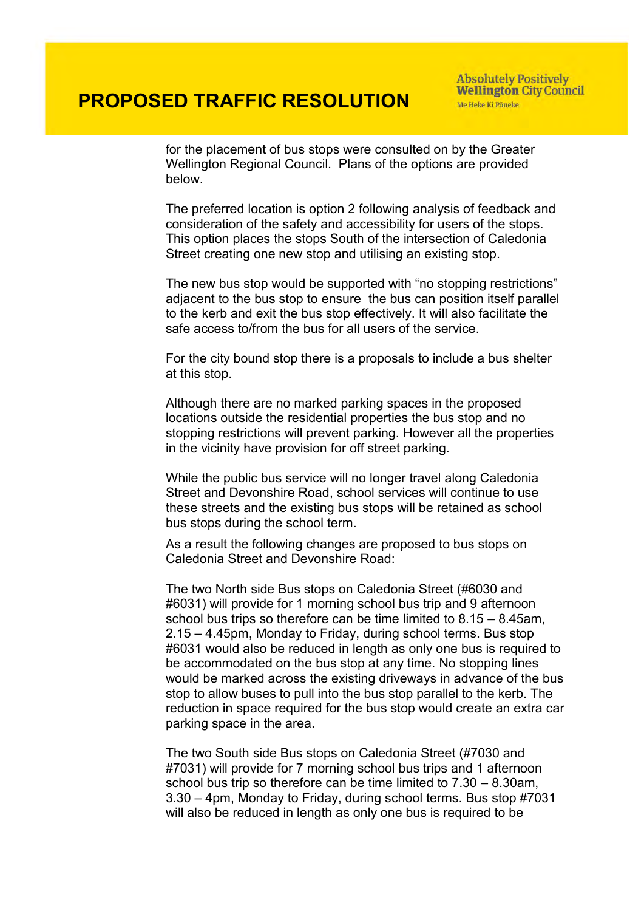for the placement of bus stops were consulted on by the Greater Wellington Regional Council. Plans of the options are provided below.

The preferred location is option 2 following analysis of feedback and consideration of the safety and accessibility for users of the stops. This option places the stops South of the intersection of Caledonia Street creating one new stop and utilising an existing stop.

The new bus stop would be supported with “no stopping restrictions” adjacent to the bus stop to ensure the bus can position itself parallel to the kerb and exit the bus stop effectively. It will also facilitate the safe access to/from the bus for all users of the service.

For the city bound stop there is a proposals to include a bus shelter at this stop.

Although there are no marked parking spaces in the proposed locations outside the residential properties the bus stop and no stopping restrictions will prevent parking. However all the properties in the vicinity have provision for off street parking.

While the public bus service will no longer travel along Caledonia Street and Devonshire Road, school services will continue to use these streets and the existing bus stops will be retained as school bus stops during the school term.

As a result the following changes are proposed to bus stops on Caledonia Street and Devonshire Road:

The two North side Bus stops on Caledonia Street (#6030 and #6031) will provide for 1 morning school bus trip and 9 afternoon school bus trips so therefore can be time limited to 8.15 – 8.45am, 2.15 – 4.45pm, Monday to Friday, during school terms. Bus stop #6031 would also be reduced in length as only one bus is required to be accommodated on the bus stop at any time. No stopping lines would be marked across the existing driveways in advance of the bus stop to allow buses to pull into the bus stop parallel to the kerb. The reduction in space required for the bus stop would create an extra car parking space in the area.

The two South side Bus stops on Caledonia Street (#7030 and #7031) will provide for 7 morning school bus trips and 1 afternoon school bus trip so therefore can be time limited to 7.30 – 8.30am, 3.30 – 4pm, Monday to Friday, during school terms. Bus stop #7031 will also be reduced in length as only one bus is required to be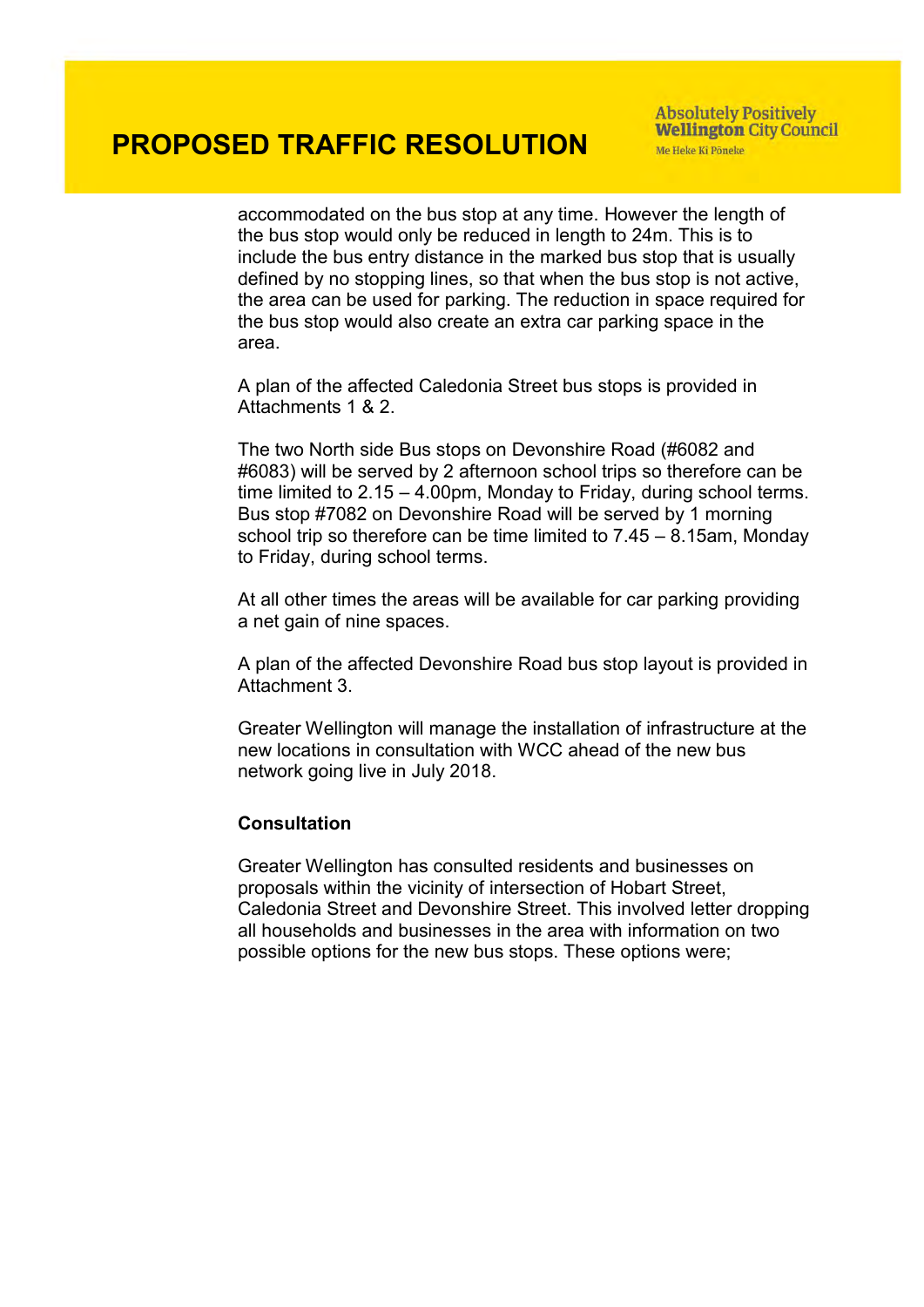accommodated on the bus stop at any time. However the length of the bus stop would only be reduced in length to 24m. This is to include the bus entry distance in the marked bus stop that is usually defined by no stopping lines, so that when the bus stop is not active, the area can be used for parking. The reduction in space required for the bus stop would also create an extra car parking space in the area.

A plan of the affected Caledonia Street bus stops is provided in Attachments 1 & 2.

The two North side Bus stops on Devonshire Road (#6082 and #6083) will be served by 2 afternoon school trips so therefore can be time limited to 2.15 – 4.00pm, Monday to Friday, during school terms. Bus stop #7082 on Devonshire Road will be served by 1 morning school trip so therefore can be time limited to 7.45 – 8.15am, Monday to Friday, during school terms.

At all other times the areas will be available for car parking providing a net gain of nine spaces.

A plan of the affected Devonshire Road bus stop layout is provided in Attachment 3.

Greater Wellington will manage the installation of infrastructure at the new locations in consultation with WCC ahead of the new bus network going live in July 2018.

**Consultation**

Greater Wellington has consulted residents and businesses on proposals within the vicinity of intersection of Hobart Street, Caledonia Street and Devonshire Street. This involved letter dropping all households and businesses in the area with information on two possible options for the new bus stops. These options were;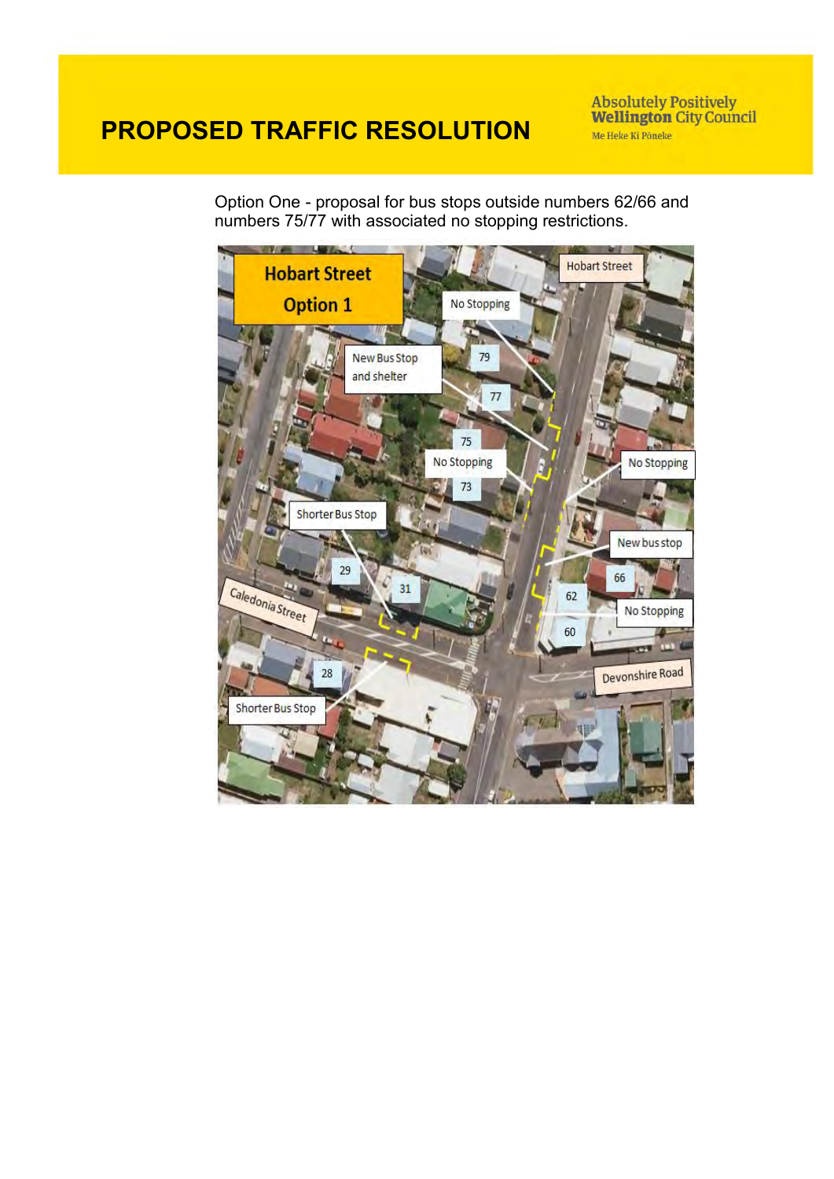# PROPOSED TRAFFIC RESOLUTION

Absolutely Positively **Wellington** City Council
Me Heke Ki Pōneke

Option One - proposal for bus stops outside numbers 62/66 and numbers 75/77 with associated no stopping restrictions.

Hobart Street Option 1

Hobart Street

No Stopping

New Bus Stop and shelter

79

77

75

No Stopping

73

No Stopping

Shorter Bus Stop

New bus stop

66

29

31

62

No Stopping

Caledonia Street

60

Devonshire Road

28

Shorter Bus Stop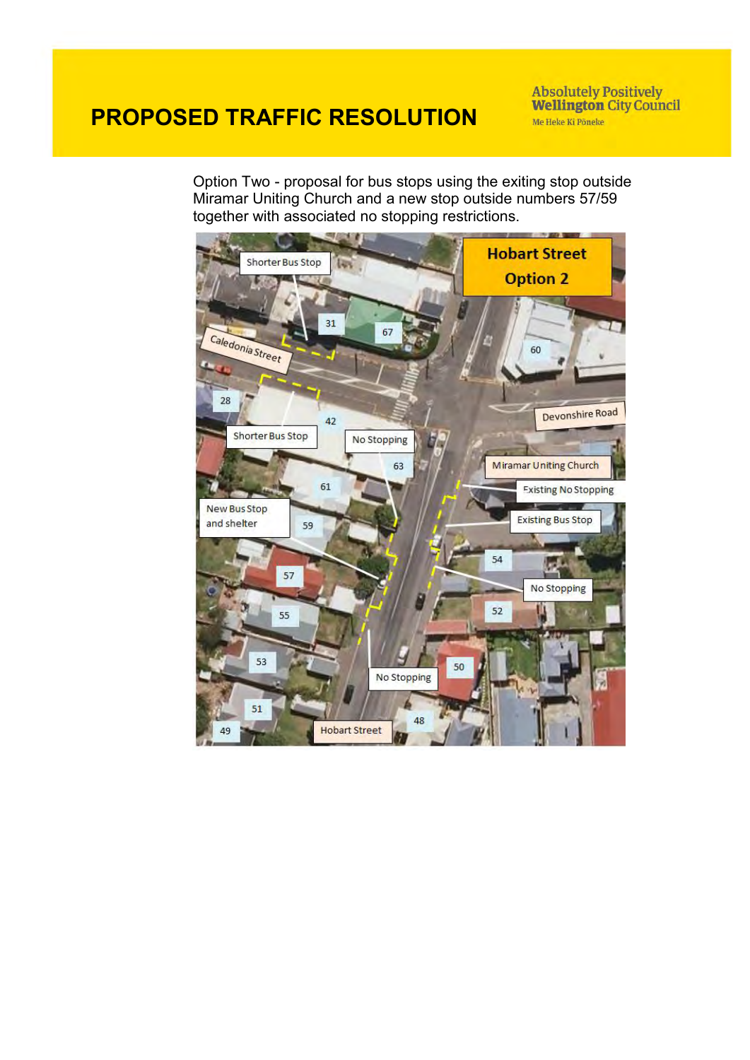# PROPOSED TRAFFIC RESOLUTION

Option Two - proposal for bus stops using the exiting stop outside Miramar Uniting Church and a new stop outside numbers 57/59 together with associated no stopping restrictions.

**Hobart Street Option 2**

Shorter Bus Stop

31

67

60

Caledonia Street

28

42

Shorter Bus Stop

No Stopping

Devonshire Road

63

Miramar Uniting Church

61

Existing No Stopping

New Bus Stop and shelter

59

Existing Bus Stop

54

57

No Stopping

55

52

53

50

No Stopping

51

48

49

Hobart Street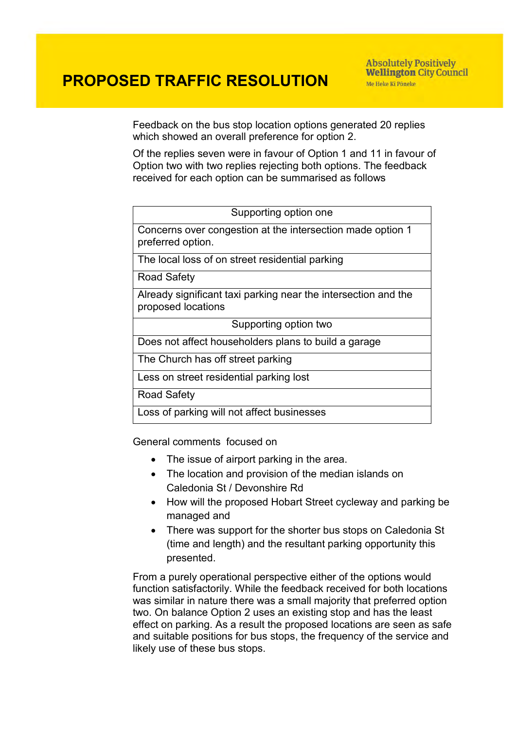Feedback on the bus stop location options generated 20 replies which showed an overall preference for option 2.

Of the replies seven were in favour of Option 1 and 11 in favour of Option two with two replies rejecting both options. The feedback received for each option can be summarised as follows

| Supporting option one |
|---|
| Concerns over congestion at the intersection made option 1 preferred option. |
| The local loss of on street residential parking |
| Road Safety |
| Already significant taxi parking near the intersection and the proposed locations |
| Supporting option two |
| Does not affect householders plans to build a garage |
| The Church has off street parking |
| Less on street residential parking lost |
| Road Safety |
| Loss of parking will not affect businesses |

General comments focused on

- The issue of airport parking in the area.
- The location and provision of the median islands on Caledonia St / Devonshire Rd
- How will the proposed Hobart Street cycleway and parking be managed and
- There was support for the shorter bus stops on Caledonia St (time and length) and the resultant parking opportunity this presented.

From a purely operational perspective either of the options would function satisfactorily. While the feedback received for both locations was similar in nature there was a small majority that preferred option two. On balance Option 2 uses an existing stop and has the least effect on parking. As a result the proposed locations are seen as safe and suitable positions for bus stops, the frequency of the service and likely use of these bus stops.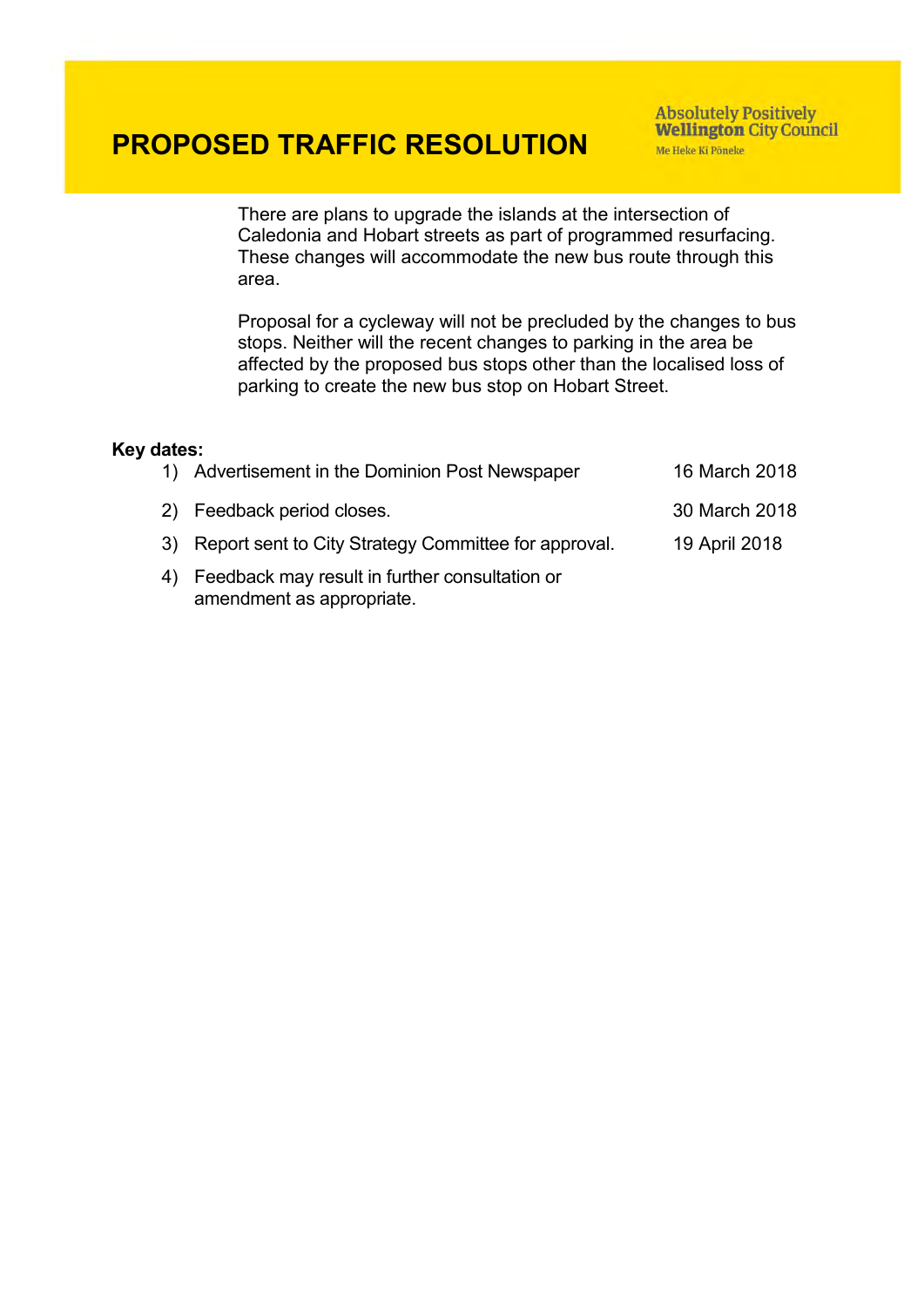# PROPOSED TRAFFIC RESOLUTION

Absolutely Positively **Wellington** City Council
Me Heke Ki Pōneke

There are plans to upgrade the islands at the intersection of Caledonia and Hobart streets as part of programmed resurfacing. These changes will accommodate the new bus route through this area.

Proposal for a cycleway will not be precluded by the changes to bus stops. Neither will the recent changes to parking in the area be affected by the proposed bus stops other than the localised loss of parking to create the new bus stop on Hobart Street.

**Key dates:**

1) Advertisement in the Dominion Post Newspaper — 16 March 2018
2) Feedback period closes. — 30 March 2018
3) Report sent to City Strategy Committee for approval. — 19 April 2018
4) Feedback may result in further consultation or amendment as appropriate.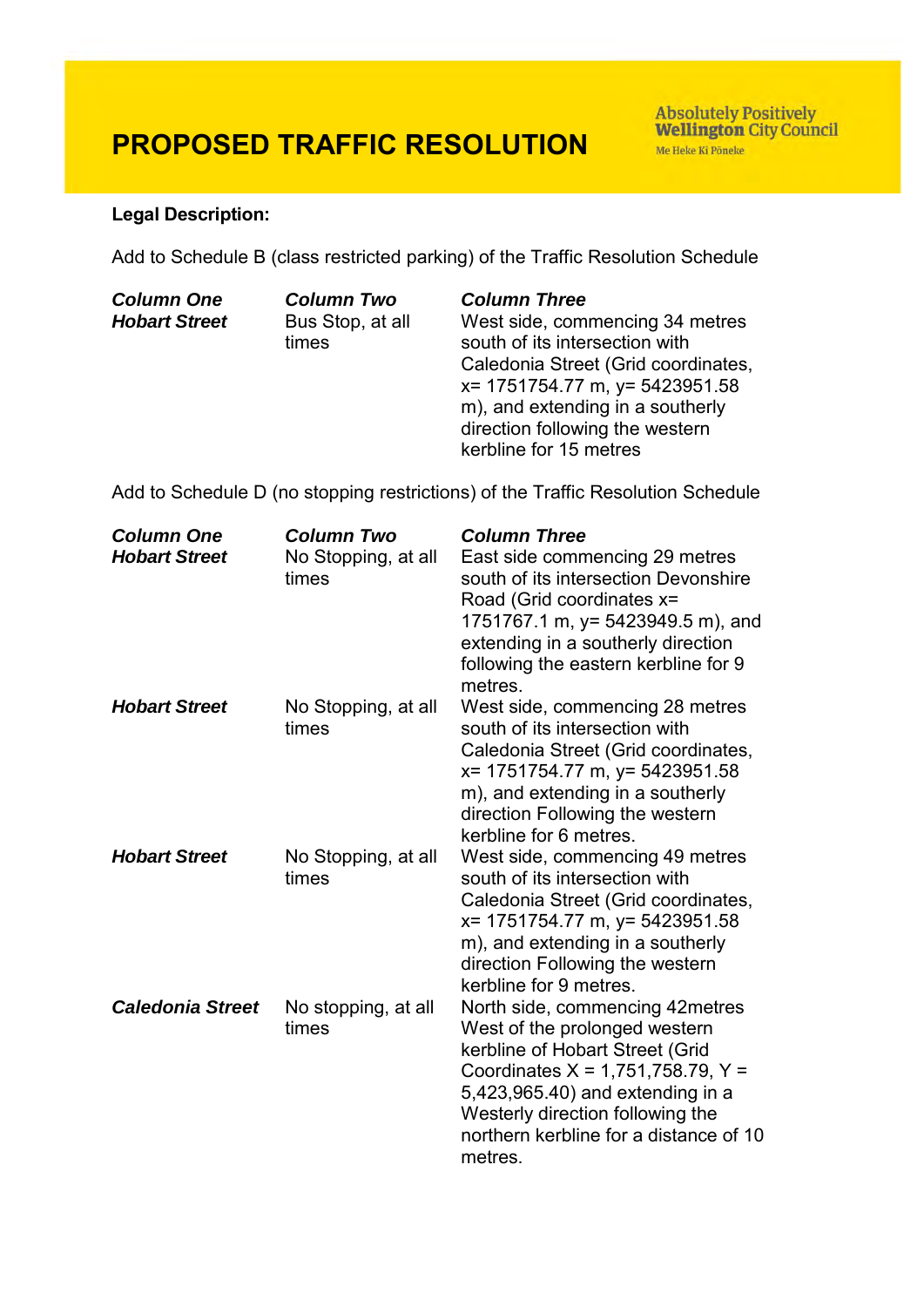# PROPOSED TRAFFIC RESOLUTION

**Legal Description:**

Add to Schedule B (class restricted parking) of the Traffic Resolution Schedule

| *Column One* | *Column Two* | *Column Three* |
|---|---|---|
| ***Hobart Street*** | Bus Stop, at all times | West side, commencing 34 metres south of its intersection with Caledonia Street (Grid coordinates, x= 1751754.77 m, y= 5423951.58 m), and extending in a southerly direction following the western kerbline for 15 metres |

Add to Schedule D (no stopping restrictions) of the Traffic Resolution Schedule

| *Column One* | *Column Two* | *Column Three* |
|---|---|---|
| ***Hobart Street*** | No Stopping, at all times | East side commencing 29 metres south of its intersection Devonshire Road (Grid coordinates x= 1751767.1 m, y= 5423949.5 m), and extending in a southerly direction following the eastern kerbline for 9 metres. |
| ***Hobart Street*** | No Stopping, at all times | West side, commencing 28 metres south of its intersection with Caledonia Street (Grid coordinates, x= 1751754.77 m, y= 5423951.58 m), and extending in a southerly direction Following the western kerbline for 6 metres. |
| ***Hobart Street*** | No Stopping, at all times | West side, commencing 49 metres south of its intersection with Caledonia Street (Grid coordinates, x= 1751754.77 m, y= 5423951.58 m), and extending in a southerly direction Following the western kerbline for 9 metres. |
| ***Caledonia Street*** | No stopping, at all times | North side, commencing 42metres West of the prolonged western kerbline of Hobart Street (Grid Coordinates X = 1,751,758.79, Y = 5,423,965.40) and extending in a Westerly direction following the northern kerbline for a distance of 10 metres. |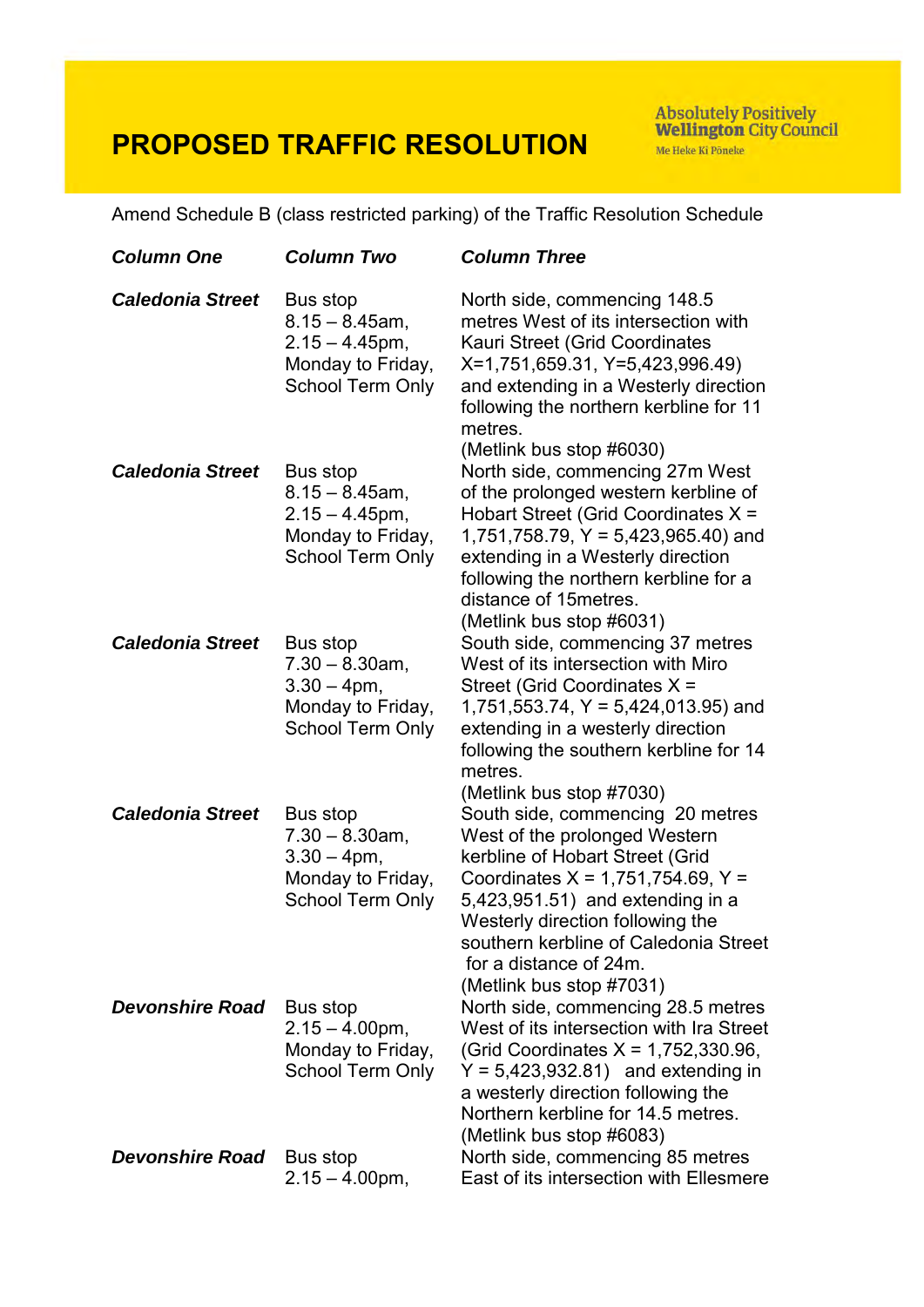# PROPOSED TRAFFIC RESOLUTION

Amend Schedule B (class restricted parking) of the Traffic Resolution Schedule

| *Column One* | *Column Two* | *Column Three* |
|---|---|---|
| ***Caledonia Street*** | Bus stop 8.15 – 8.45am, 2.15 – 4.45pm, Monday to Friday, School Term Only | North side, commencing 148.5 metres West of its intersection with Kauri Street (Grid Coordinates X=1,751,659.31, Y=5,423,996.49) and extending in a Westerly direction following the northern kerbline for 11 metres. (Metlink bus stop #6030) |
| ***Caledonia Street*** | Bus stop 8.15 – 8.45am, 2.15 – 4.45pm, Monday to Friday, School Term Only | North side, commencing 27m West of the prolonged western kerbline of Hobart Street (Grid Coordinates X = 1,751,758.79, Y = 5,423,965.40) and extending in a Westerly direction following the northern kerbline for a distance of 15metres. (Metlink bus stop #6031) |
| ***Caledonia Street*** | Bus stop 7.30 – 8.30am, 3.30 – 4pm, Monday to Friday, School Term Only | South side, commencing 37 metres West of its intersection with Miro Street (Grid Coordinates X = 1,751,553.74, Y = 5,424,013.95) and extending in a westerly direction following the southern kerbline for 14 metres. (Metlink bus stop #7030) |
| ***Caledonia Street*** | Bus stop 7.30 – 8.30am, 3.30 – 4pm, Monday to Friday, School Term Only | South side, commencing 20 metres West of the prolonged Western kerbline of Hobart Street (Grid Coordinates X = 1,751,754.69, Y = 5,423,951.51) and extending in a Westerly direction following the southern kerbline of Caledonia Street for a distance of 24m. (Metlink bus stop #7031) |
| ***Devonshire Road*** | Bus stop 2.15 – 4.00pm, Monday to Friday, School Term Only | North side, commencing 28.5 metres West of its intersection with Ira Street (Grid Coordinates X = 1,752,330.96, Y = 5,423,932.81) and extending in a westerly direction following the Northern kerbline for 14.5 metres. (Metlink bus stop #6083) |
| ***Devonshire Road*** | Bus stop 2.15 – 4.00pm, | North side, commencing 85 metres East of its intersection with Ellesmere |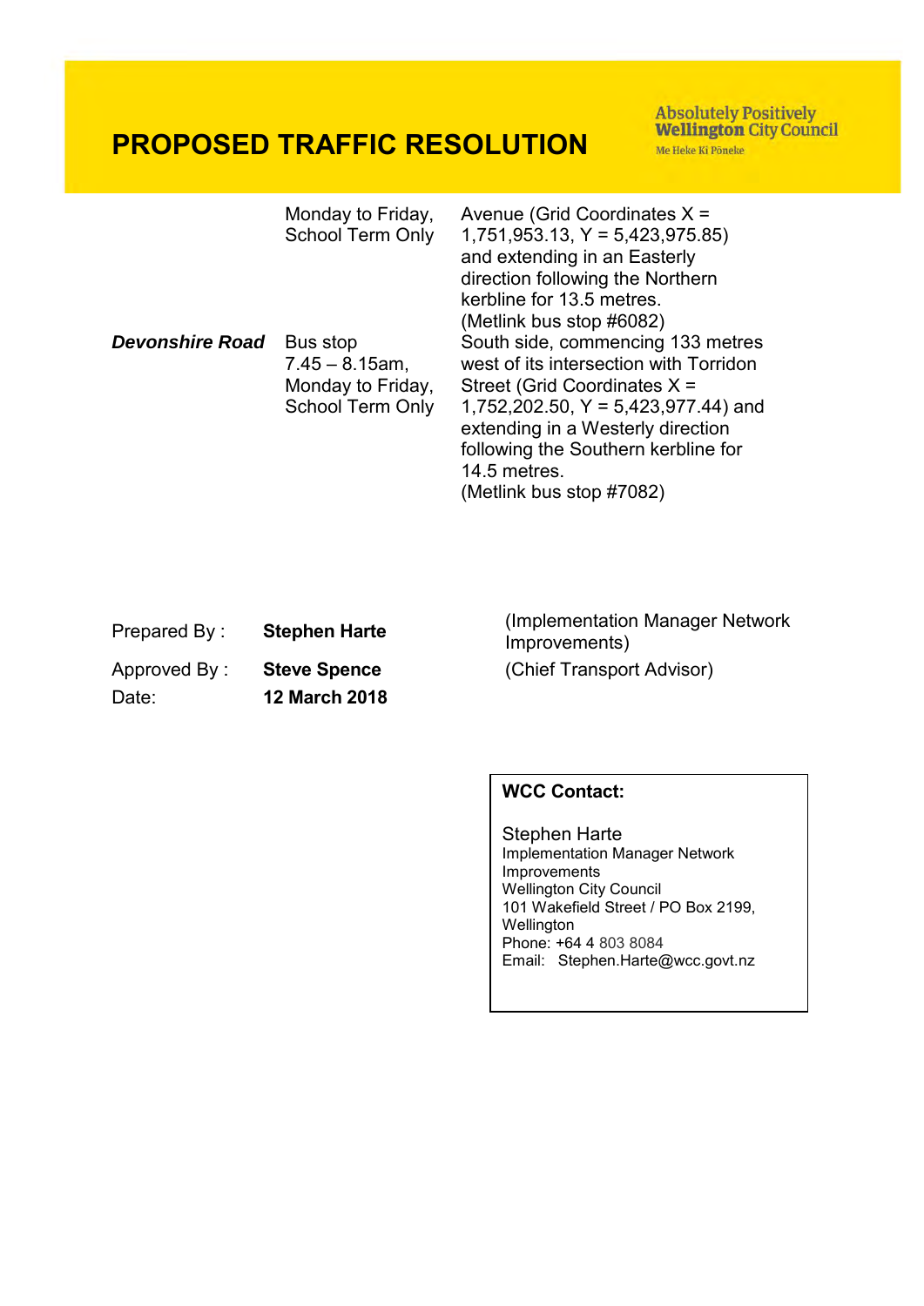# PROPOSED TRAFFIC RESOLUTION

| | | |
|---|---|---|
| | Monday to Friday, School Term Only | Avenue (Grid Coordinates X = 1,751,953.13, Y = 5,423,975.85) and extending in an Easterly direction following the Northern kerbline for 13.5 metres. (Metlink bus stop #6082) |
| ***Devonshire Road*** | Bus stop 7.45 – 8.15am, Monday to Friday, School Term Only | South side, commencing 133 metres west of its intersection with Torridon Street (Grid Coordinates X = 1,752,202.50, Y = 5,423,977.44) and extending in a Westerly direction following the Southern kerbline for 14.5 metres. (Metlink bus stop #7082) |

| | | |
|---|---|---|
| Prepared By : | **Stephen Harte** | (Implementation Manager Network Improvements) |
| Approved By : | **Steve Spence** | (Chief Transport Advisor) |
| Date: | **12 March 2018** | |

**WCC Contact:**

Stephen Harte
Implementation Manager Network Improvements
Wellington City Council
101 Wakefield Street / PO Box 2199, Wellington
Phone: +64 4 803 8084
Email: Stephen.Harte@wcc.govt.nz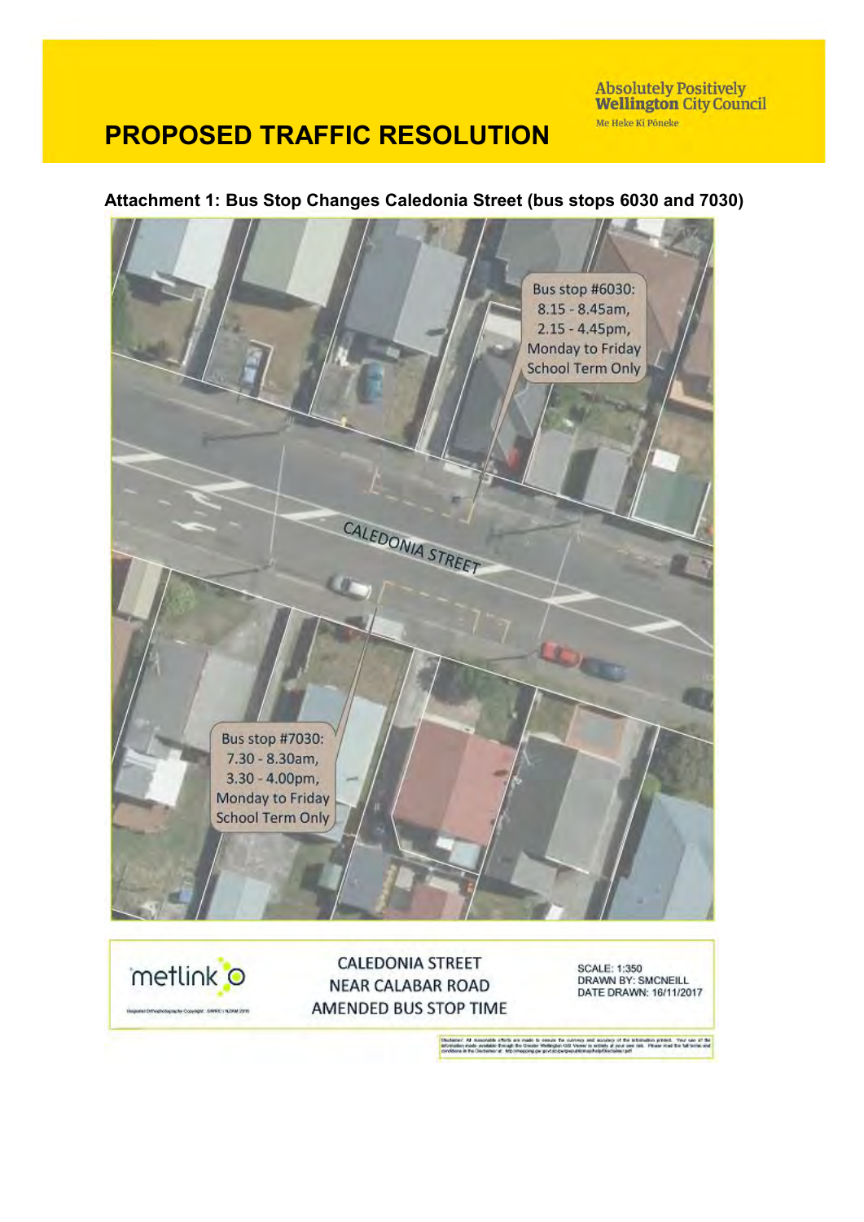# PROPOSED TRAFFIC RESOLUTION

Absolutely Positively Wellington City Council
Me Heke Ki Pōneke

**Attachment 1: Bus Stop Changes Caledonia Street (bus stops 6030 and 7030)**

Bus stop #6030:
8.15 - 8.45am,
2.15 - 4.45pm,
Monday to Friday
School Term Only

CALEDONIA STREET

Bus stop #7030:
7.30 - 8.30am,
3.30 - 4.00pm,
Monday to Friday
School Term Only

metlink

CALEDONIA STREET
NEAR CALABAR ROAD
AMENDED BUS STOP TIME

SCALE: 1:350
DRAWN BY: SMCNEILL
DATE DRAWN: 16/11/2017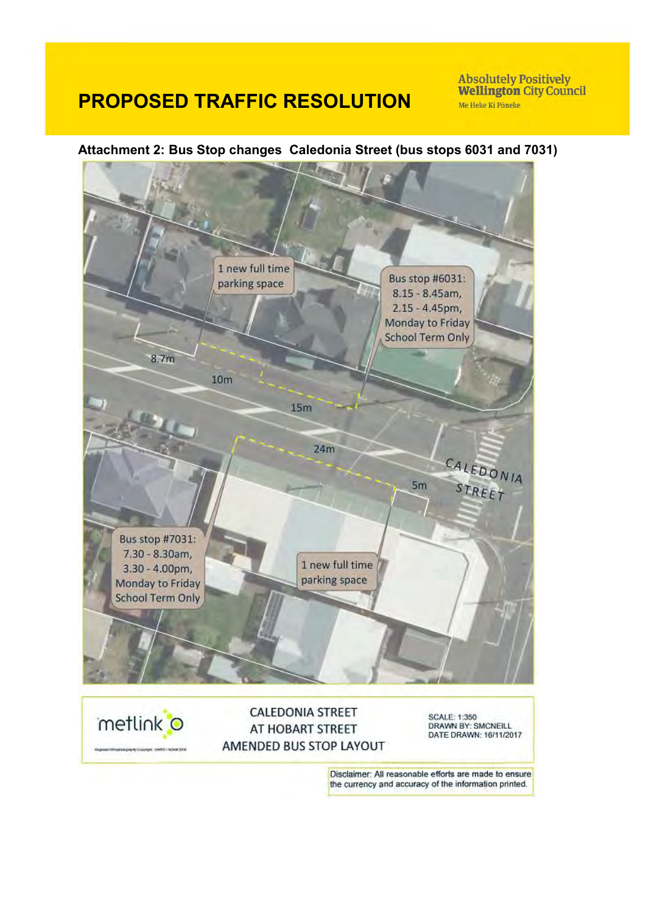# PROPOSED TRAFFIC RESOLUTION

Absolutely Positively **Wellington** City Council

Me Heke Ki Pōneke

**Attachment 2: Bus Stop changes Caledonia Street (bus stops 6031 and 7031)**

1 new full time parking space

Bus stop #6031: 8.15 - 8.45am, 2.15 - 4.45pm, Monday to Friday School Term Only

8.7m

10m

15m

24m

5m

CALEDONIA STREET

Bus stop #7031: 7.30 - 8.30am, 3.30 - 4.00pm, Monday to Friday School Term Only

1 new full time parking space

metlink

CALEDONIA STREET
AT HOBART STREET
AMENDED BUS STOP LAYOUT

SCALE: 1:350
DRAWN BY: SMCNEILL
DATE DRAWN: 16/11/2017

Disclaimer: All reasonable efforts are made to ensure the currency and accuracy of the information printed.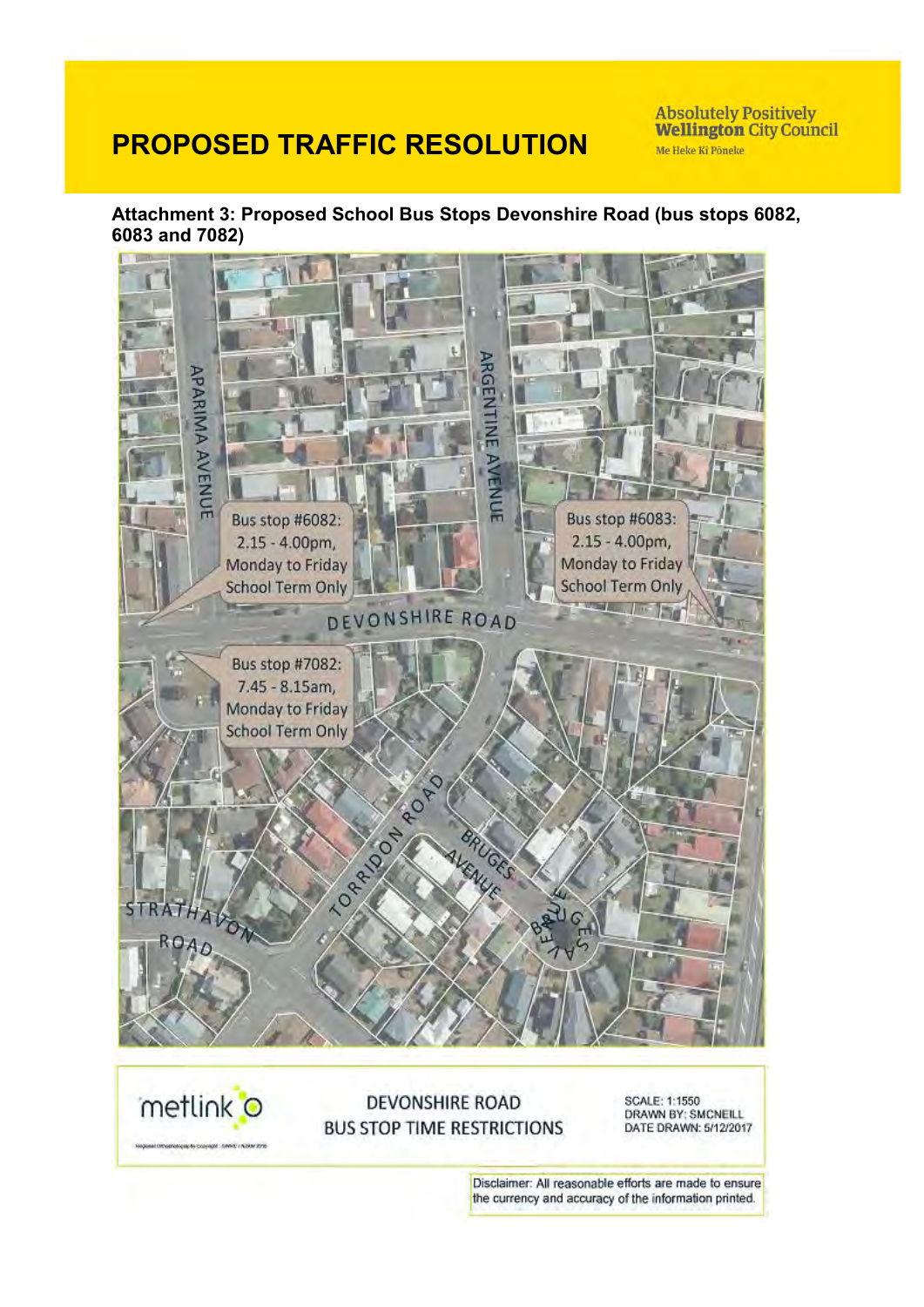# PROPOSED TRAFFIC RESOLUTION

Absolutely Positively **Wellington** City Council
Me Heke Ki Pōneke

**Attachment 3: Proposed School Bus Stops Devonshire Road (bus stops 6082, 6083 and 7082)**

APARIMA AVENUE

ARGENTINE AVENUE

Bus stop #6082:
2.15 - 4.00pm,
Monday to Friday
School Term Only

Bus stop #6083:
2.15 - 4.00pm,
Monday to Friday
School Term Only

DEVONSHIRE ROAD

Bus stop #7082:
7.45 - 8.15am,
Monday to Friday
School Term Only

TORRIDON ROAD

BRUGES AVENUE

BRUGES AVENUE

STRATHAVON ROAD

metlink

DEVONSHIRE ROAD
BUS STOP TIME RESTRICTIONS

SCALE: 1:1550
DRAWN BY: SMCNEILL
DATE DRAWN: 5/12/2017

Disclaimer: All reasonable efforts are made to ensure the currency and accuracy of the information printed.